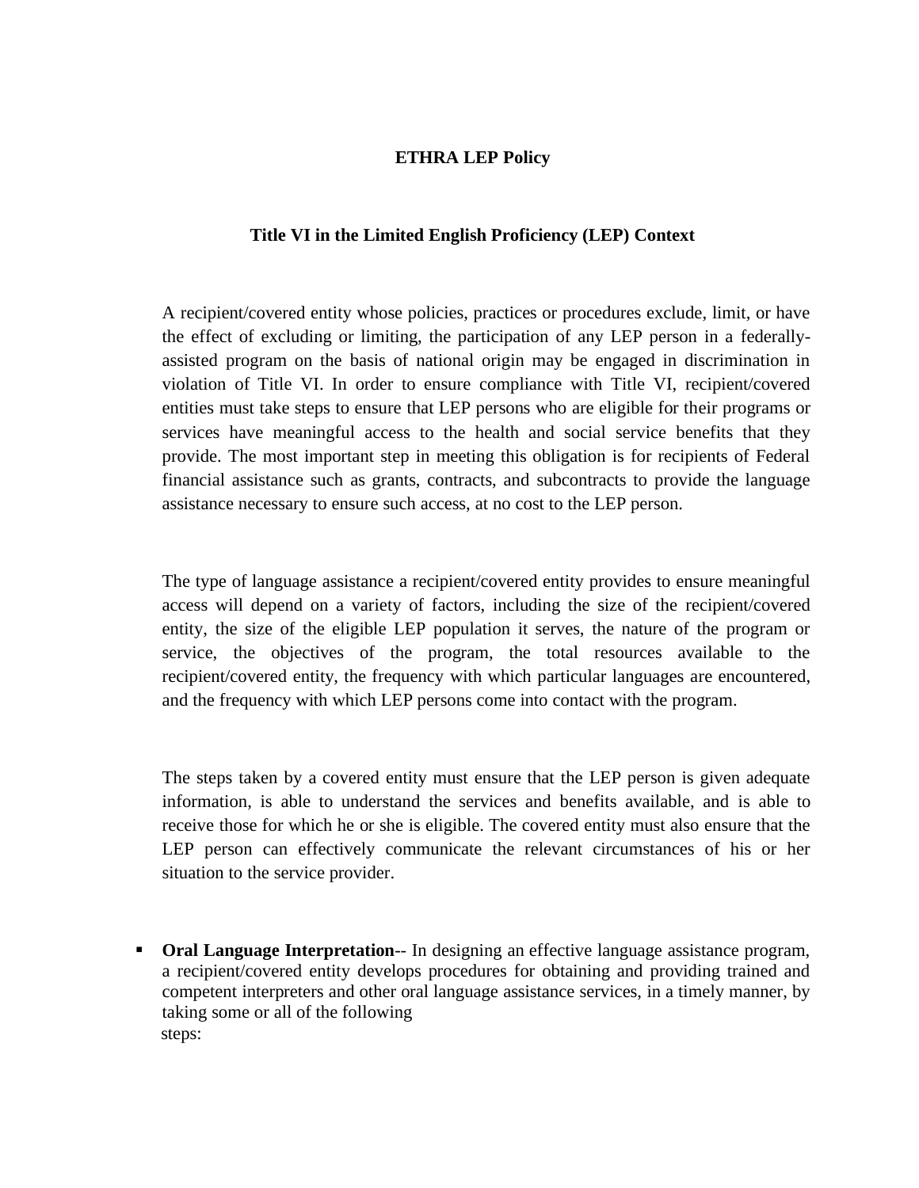# ETHRA LEP Policy

## Title VI in the Limited English Proficiency (LEP) Context

A recipient/covered entity whose policies, practices or procedures exclude, limit, or have the effect of excluding or limiting, the participation of any LEP person in a federally-assisted program on the basis of national origin may be engaged in discrimination in violation of Title VI. In order to ensure compliance with Title VI, recipient/covered entities must take steps to ensure that LEP persons who are eligible for their programs or services have meaningful access to the health and social service benefits that they provide. The most important step in meeting this obligation is for recipients of Federal financial assistance such as grants, contracts, and subcontracts to provide the language assistance necessary to ensure such access, at no cost to the LEP person.

The type of language assistance a recipient/covered entity provides to ensure meaningful access will depend on a variety of factors, including the size of the recipient/covered entity, the size of the eligible LEP population it serves, the nature of the program or service, the objectives of the program, the total resources available to the recipient/covered entity, the frequency with which particular languages are encountered, and the frequency with which LEP persons come into contact with the program.

The steps taken by a covered entity must ensure that the LEP person is given adequate information, is able to understand the services and benefits available, and is able to receive those for which he or she is eligible. The covered entity must also ensure that the LEP person can effectively communicate the relevant circumstances of his or her situation to the service provider.

- **Oral Language Interpretation**-- In designing an effective language assistance program, a recipient/covered entity develops procedures for obtaining and providing trained and competent interpreters and other oral language assistance services, in a timely manner, by taking some or all of the following steps: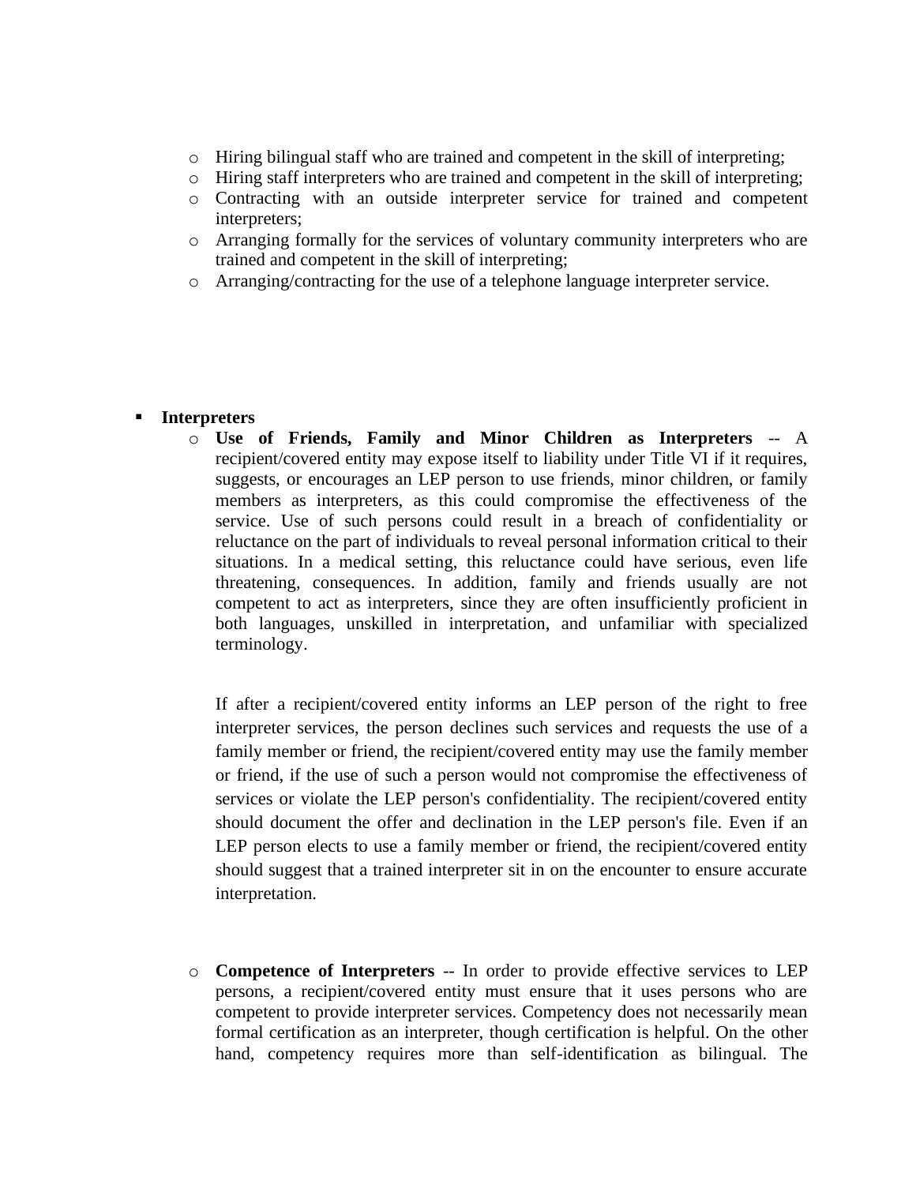- Hiring bilingual staff who are trained and competent in the skill of interpreting;
- Hiring staff interpreters who are trained and competent in the skill of interpreting;
- Contracting with an outside interpreter service for trained and competent interpreters;
- Arranging formally for the services of voluntary community interpreters who are trained and competent in the skill of interpreting;
- Arranging/contracting for the use of a telephone language interpreter service.

- **Interpreters**
  - **Use of Friends, Family and Minor Children as Interpreters** -- A recipient/covered entity may expose itself to liability under Title VI if it requires, suggests, or encourages an LEP person to use friends, minor children, or family members as interpreters, as this could compromise the effectiveness of the service. Use of such persons could result in a breach of confidentiality or reluctance on the part of individuals to reveal personal information critical to their situations. In a medical setting, this reluctance could have serious, even life threatening, consequences. In addition, family and friends usually are not competent to act as interpreters, since they are often insufficiently proficient in both languages, unskilled in interpretation, and unfamiliar with specialized terminology.

    If after a recipient/covered entity informs an LEP person of the right to free interpreter services, the person declines such services and requests the use of a family member or friend, the recipient/covered entity may use the family member or friend, if the use of such a person would not compromise the effectiveness of services or violate the LEP person's confidentiality. The recipient/covered entity should document the offer and declination in the LEP person's file. Even if an LEP person elects to use a family member or friend, the recipient/covered entity should suggest that a trained interpreter sit in on the encounter to ensure accurate interpretation.

  - **Competence of Interpreters** -- In order to provide effective services to LEP persons, a recipient/covered entity must ensure that it uses persons who are competent to provide interpreter services. Competency does not necessarily mean formal certification as an interpreter, though certification is helpful. On the other hand, competency requires more than self-identification as bilingual. The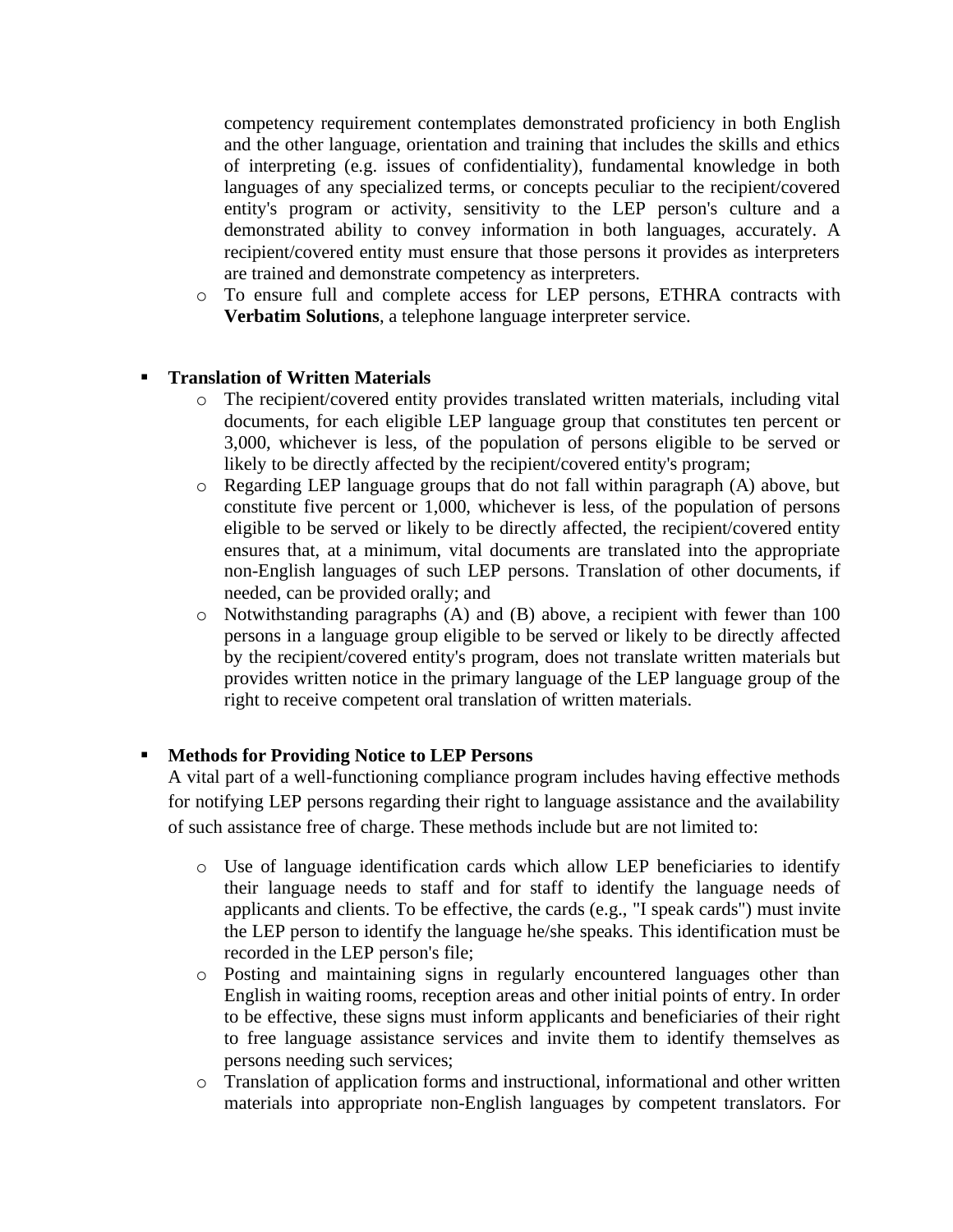competency requirement contemplates demonstrated proficiency in both English and the other language, orientation and training that includes the skills and ethics of interpreting (e.g. issues of confidentiality), fundamental knowledge in both languages of any specialized terms, or concepts peculiar to the recipient/covered entity's program or activity, sensitivity to the LEP person's culture and a demonstrated ability to convey information in both languages, accurately. A recipient/covered entity must ensure that those persons it provides as interpreters are trained and demonstrate competency as interpreters.

- To ensure full and complete access for LEP persons, ETHRA contracts with **Verbatim Solutions**, a telephone language interpreter service.

- **Translation of Written Materials**
  - The recipient/covered entity provides translated written materials, including vital documents, for each eligible LEP language group that constitutes ten percent or 3,000, whichever is less, of the population of persons eligible to be served or likely to be directly affected by the recipient/covered entity's program;
  - Regarding LEP language groups that do not fall within paragraph (A) above, but constitute five percent or 1,000, whichever is less, of the population of persons eligible to be served or likely to be directly affected, the recipient/covered entity ensures that, at a minimum, vital documents are translated into the appropriate non-English languages of such LEP persons. Translation of other documents, if needed, can be provided orally; and
  - Notwithstanding paragraphs (A) and (B) above, a recipient with fewer than 100 persons in a language group eligible to be served or likely to be directly affected by the recipient/covered entity's program, does not translate written materials but provides written notice in the primary language of the LEP language group of the right to receive competent oral translation of written materials.

- **Methods for Providing Notice to LEP Persons**

  A vital part of a well-functioning compliance program includes having effective methods for notifying LEP persons regarding their right to language assistance and the availability of such assistance free of charge. These methods include but are not limited to:

  - Use of language identification cards which allow LEP beneficiaries to identify their language needs to staff and for staff to identify the language needs of applicants and clients. To be effective, the cards (e.g., "I speak cards") must invite the LEP person to identify the language he/she speaks. This identification must be recorded in the LEP person's file;
  - Posting and maintaining signs in regularly encountered languages other than English in waiting rooms, reception areas and other initial points of entry. In order to be effective, these signs must inform applicants and beneficiaries of their right to free language assistance services and invite them to identify themselves as persons needing such services;
  - Translation of application forms and instructional, informational and other written materials into appropriate non-English languages by competent translators. For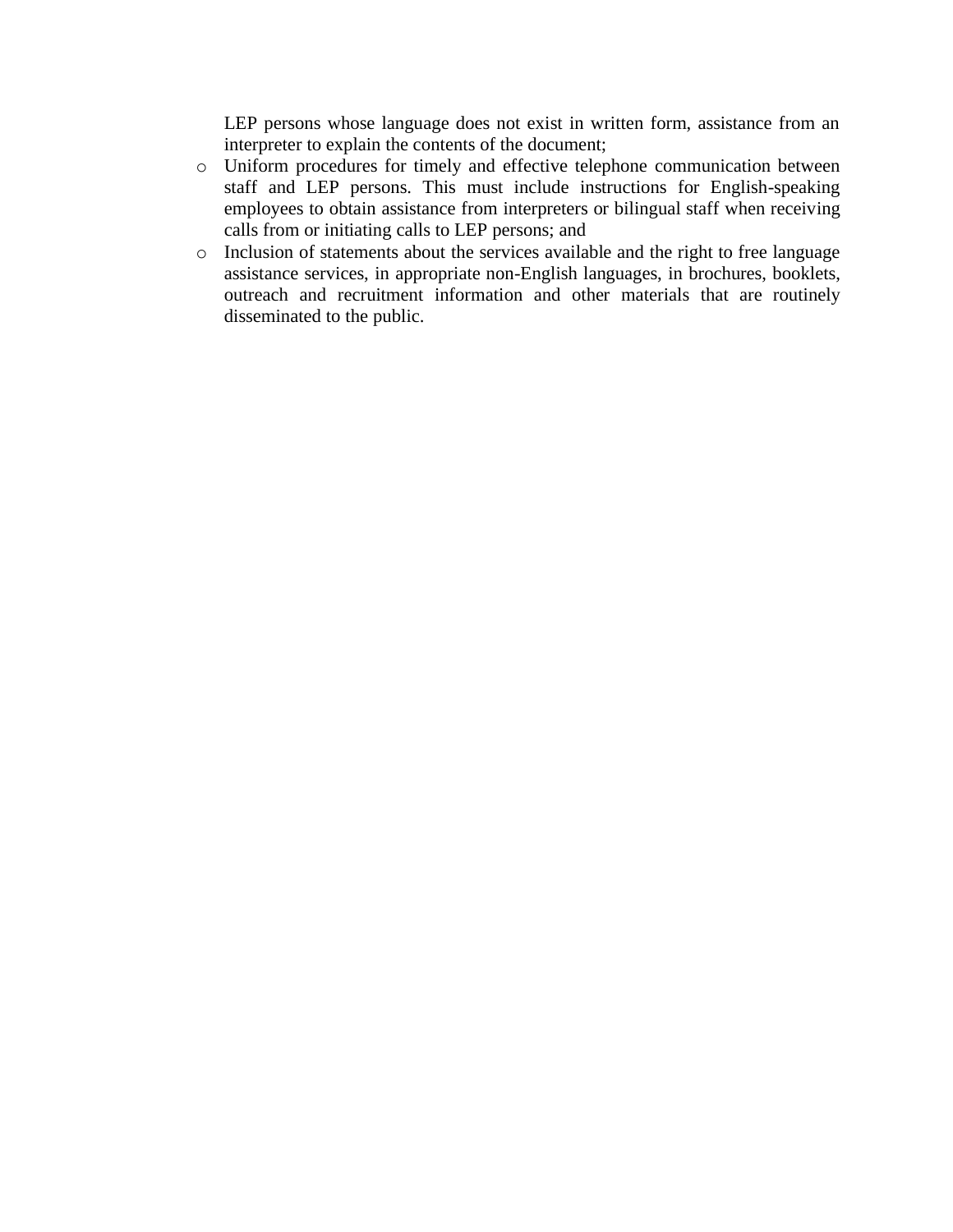LEP persons whose language does not exist in written form, assistance from an interpreter to explain the contents of the document;

- Uniform procedures for timely and effective telephone communication between staff and LEP persons. This must include instructions for English-speaking employees to obtain assistance from interpreters or bilingual staff when receiving calls from or initiating calls to LEP persons; and
- Inclusion of statements about the services available and the right to free language assistance services, in appropriate non-English languages, in brochures, booklets, outreach and recruitment information and other materials that are routinely disseminated to the public.